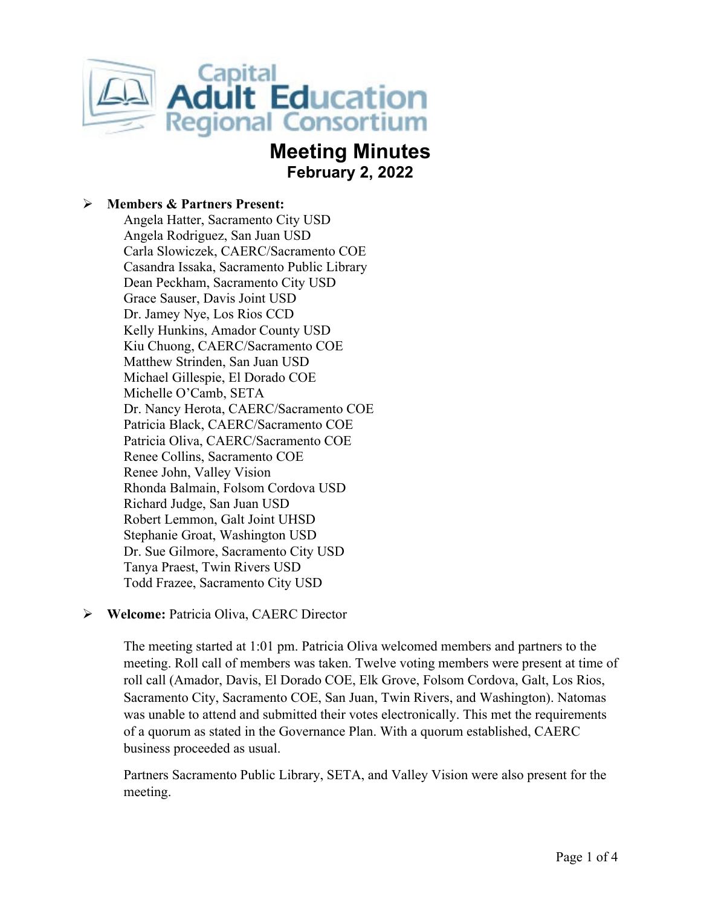# Capital Adult Education Regional Consortium

# Meeting Minutes

## February 2, 2022

- **Members & Partners Present:**

  Angela Hatter, Sacramento City USD
  Angela Rodriguez, San Juan USD
  Carla Slowiczek, CAERC/Sacramento COE
  Casandra Issaka, Sacramento Public Library
  Dean Peckham, Sacramento City USD
  Grace Sauser, Davis Joint USD
  Dr. Jamey Nye, Los Rios CCD
  Kelly Hunkins, Amador County USD
  Kiu Chuong, CAERC/Sacramento COE
  Matthew Strinden, San Juan USD
  Michael Gillespie, El Dorado COE
  Michelle O'Camb, SETA
  Dr. Nancy Herota, CAERC/Sacramento COE
  Patricia Black, CAERC/Sacramento COE
  Patricia Oliva, CAERC/Sacramento COE
  Renee Collins, Sacramento COE
  Renee John, Valley Vision
  Rhonda Balmain, Folsom Cordova USD
  Richard Judge, San Juan USD
  Robert Lemmon, Galt Joint UHSD
  Stephanie Groat, Washington USD
  Dr. Sue Gilmore, Sacramento City USD
  Tanya Praest, Twin Rivers USD
  Todd Frazee, Sacramento City USD

- **Welcome:** Patricia Oliva, CAERC Director

  The meeting started at 1:01 pm. Patricia Oliva welcomed members and partners to the meeting. Roll call of members was taken. Twelve voting members were present at time of roll call (Amador, Davis, El Dorado COE, Elk Grove, Folsom Cordova, Galt, Los Rios, Sacramento City, Sacramento COE, San Juan, Twin Rivers, and Washington). Natomas was unable to attend and submitted their votes electronically. This met the requirements of a quorum as stated in the Governance Plan. With a quorum established, CAERC business proceeded as usual.

  Partners Sacramento Public Library, SETA, and Valley Vision were also present for the meeting.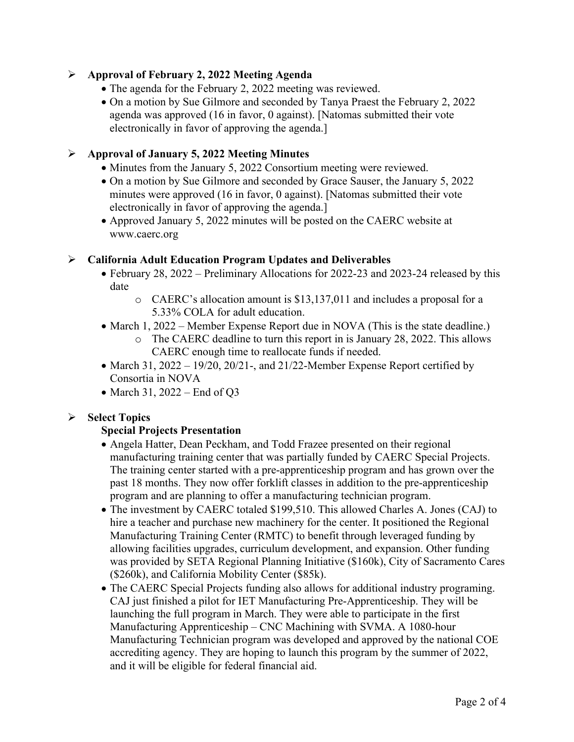- **Approval of February 2, 2022 Meeting Agenda**
  - The agenda for the February 2, 2022 meeting was reviewed.
  - On a motion by Sue Gilmore and seconded by Tanya Praest the February 2, 2022 agenda was approved (16 in favor, 0 against). [Natomas submitted their vote electronically in favor of approving the agenda.]

- **Approval of January 5, 2022 Meeting Minutes**
  - Minutes from the January 5, 2022 Consortium meeting were reviewed.
  - On a motion by Sue Gilmore and seconded by Grace Sauser, the January 5, 2022 minutes were approved (16 in favor, 0 against). [Natomas submitted their vote electronically in favor of approving the agenda.]
  - Approved January 5, 2022 minutes will be posted on the CAERC website at www.caerc.org

- **California Adult Education Program Updates and Deliverables**
  - February 28, 2022 – Preliminary Allocations for 2022-23 and 2023-24 released by this date
    - CAERC's allocation amount is $13,137,011 and includes a proposal for a 5.33% COLA for adult education.
  - March 1, 2022 – Member Expense Report due in NOVA (This is the state deadline.)
    - The CAERC deadline to turn this report in is January 28, 2022. This allows CAERC enough time to reallocate funds if needed.
  - March 31, 2022 – 19/20, 20/21-, and 21/22-Member Expense Report certified by Consortia in NOVA
  - March 31, 2022 – End of Q3

- **Select Topics**

  **Special Projects Presentation**
  - Angela Hatter, Dean Peckham, and Todd Frazee presented on their regional manufacturing training center that was partially funded by CAERC Special Projects. The training center started with a pre-apprenticeship program and has grown over the past 18 months. They now offer forklift classes in addition to the pre-apprenticeship program and are planning to offer a manufacturing technician program.
  - The investment by CAERC totaled $199,510. This allowed Charles A. Jones (CAJ) to hire a teacher and purchase new machinery for the center. It positioned the Regional Manufacturing Training Center (RMTC) to benefit through leveraged funding by allowing facilities upgrades, curriculum development, and expansion. Other funding was provided by SETA Regional Planning Initiative ($160k), City of Sacramento Cares ($260k), and California Mobility Center ($85k).
  - The CAERC Special Projects funding also allows for additional industry programing. CAJ just finished a pilot for IET Manufacturing Pre-Apprenticeship. They will be launching the full program in March. They were able to participate in the first Manufacturing Apprenticeship – CNC Machining with SVMA. A 1080-hour Manufacturing Technician program was developed and approved by the national COE accrediting agency. They are hoping to launch this program by the summer of 2022, and it will be eligible for federal financial aid.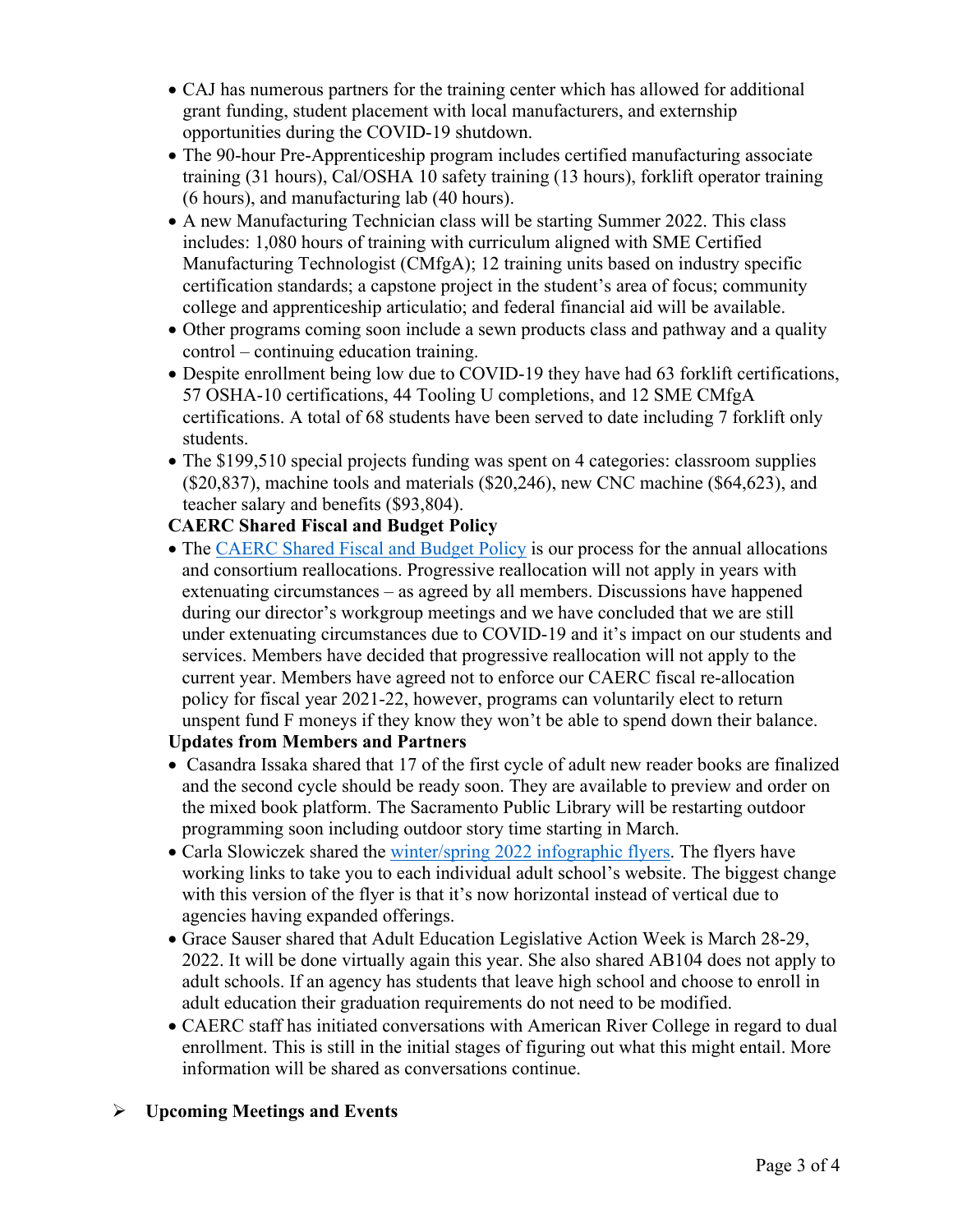- CAJ has numerous partners for the training center which has allowed for additional grant funding, student placement with local manufacturers, and externship opportunities during the COVID-19 shutdown.
- The 90-hour Pre-Apprenticeship program includes certified manufacturing associate training (31 hours), Cal/OSHA 10 safety training (13 hours), forklift operator training (6 hours), and manufacturing lab (40 hours).
- A new Manufacturing Technician class will be starting Summer 2022. This class includes: 1,080 hours of training with curriculum aligned with SME Certified Manufacturing Technologist (CMfgA); 12 training units based on industry specific certification standards; a capstone project in the student's area of focus; community college and apprenticeship articulatio; and federal financial aid will be available.
- Other programs coming soon include a sewn products class and pathway and a quality control – continuing education training.
- Despite enrollment being low due to COVID-19 they have had 63 forklift certifications, 57 OSHA-10 certifications, 44 Tooling U completions, and 12 SME CMfgA certifications. A total of 68 students have been served to date including 7 forklift only students.
- The $199,510 special projects funding was spent on 4 categories: classroom supplies ($20,837), machine tools and materials ($20,246), new CNC machine ($64,623), and teacher salary and benefits ($93,804).

**CAERC Shared Fiscal and Budget Policy**

- The CAERC Shared Fiscal and Budget Policy is our process for the annual allocations and consortium reallocations. Progressive reallocation will not apply in years with extenuating circumstances – as agreed by all members. Discussions have happened during our director's workgroup meetings and we have concluded that we are still under extenuating circumstances due to COVID-19 and it's impact on our students and services. Members have decided that progressive reallocation will not apply to the current year. Members have agreed not to enforce our CAERC fiscal re-allocation policy for fiscal year 2021-22, however, programs can voluntarily elect to return unspent fund F moneys if they know they won't be able to spend down their balance.

**Updates from Members and Partners**

- Casandra Issaka shared that 17 of the first cycle of adult new reader books are finalized and the second cycle should be ready soon. They are available to preview and order on the mixed book platform. The Sacramento Public Library will be restarting outdoor programming soon including outdoor story time starting in March.
- Carla Slowiczek shared the winter/spring 2022 infographic flyers. The flyers have working links to take you to each individual adult school's website. The biggest change with this version of the flyer is that it's now horizontal instead of vertical due to agencies having expanded offerings.
- Grace Sauser shared that Adult Education Legislative Action Week is March 28-29, 2022. It will be done virtually again this year. She also shared AB104 does not apply to adult schools. If an agency has students that leave high school and choose to enroll in adult education their graduation requirements do not need to be modified.
- CAERC staff has initiated conversations with American River College in regard to dual enrollment. This is still in the initial stages of figuring out what this might entail. More information will be shared as conversations continue.

➢ **Upcoming Meetings and Events**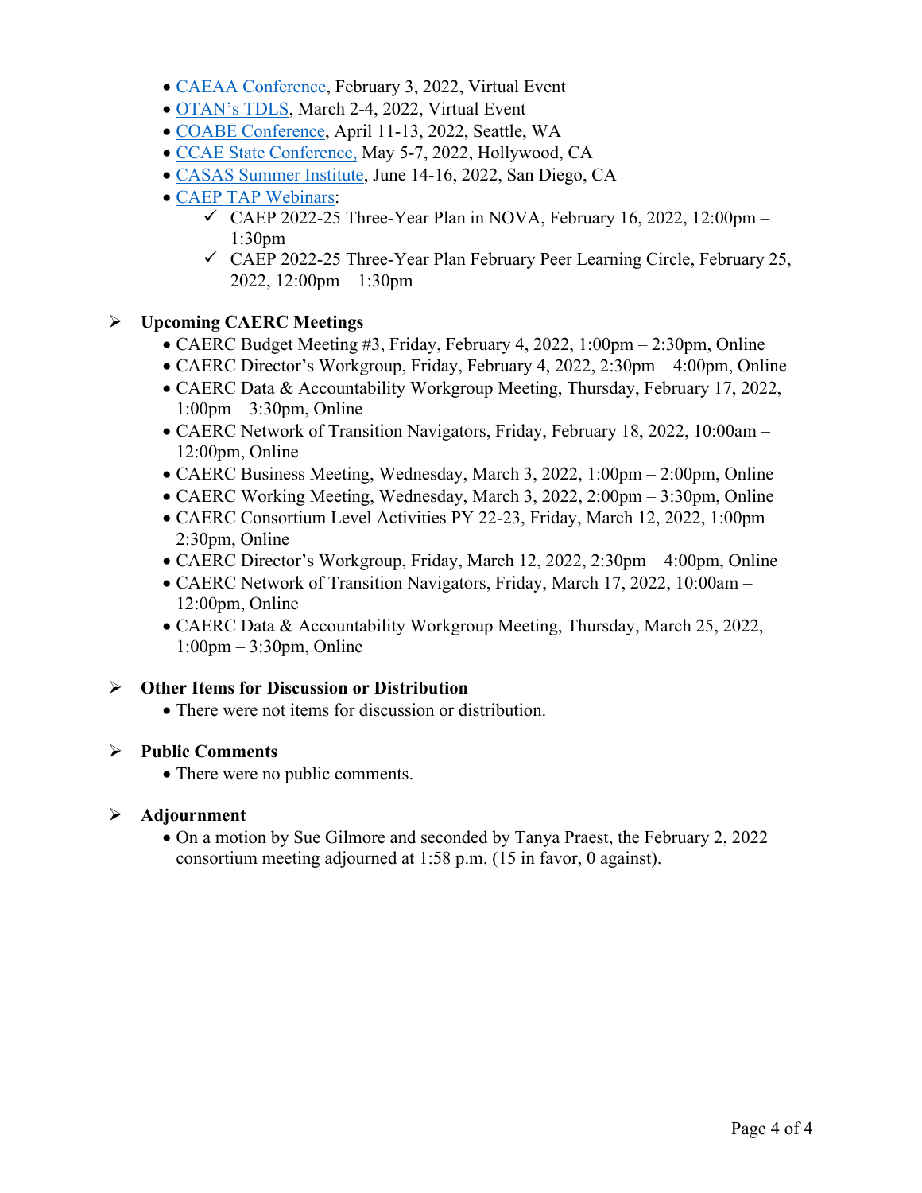- CAEAA Conference, February 3, 2022, Virtual Event
- OTAN's TDLS, March 2-4, 2022, Virtual Event
- COABE Conference, April 11-13, 2022, Seattle, WA
- CCAE State Conference, May 5-7, 2022, Hollywood, CA
- CASAS Summer Institute, June 14-16, 2022, San Diego, CA
- CAEP TAP Webinars:
  - ✓ CAEP 2022-25 Three-Year Plan in NOVA, February 16, 2022, 12:00pm – 1:30pm
  - ✓ CAEP 2022-25 Three-Year Plan February Peer Learning Circle, February 25, 2022, 12:00pm – 1:30pm

➢ **Upcoming CAERC Meetings**

- CAERC Budget Meeting #3, Friday, February 4, 2022, 1:00pm – 2:30pm, Online
- CAERC Director's Workgroup, Friday, February 4, 2022, 2:30pm – 4:00pm, Online
- CAERC Data & Accountability Workgroup Meeting, Thursday, February 17, 2022, 1:00pm – 3:30pm, Online
- CAERC Network of Transition Navigators, Friday, February 18, 2022, 10:00am – 12:00pm, Online
- CAERC Business Meeting, Wednesday, March 3, 2022, 1:00pm – 2:00pm, Online
- CAERC Working Meeting, Wednesday, March 3, 2022, 2:00pm – 3:30pm, Online
- CAERC Consortium Level Activities PY 22-23, Friday, March 12, 2022, 1:00pm – 2:30pm, Online
- CAERC Director's Workgroup, Friday, March 12, 2022, 2:30pm – 4:00pm, Online
- CAERC Network of Transition Navigators, Friday, March 17, 2022, 10:00am – 12:00pm, Online
- CAERC Data & Accountability Workgroup Meeting, Thursday, March 25, 2022, 1:00pm – 3:30pm, Online

➢ **Other Items for Discussion or Distribution**

- There were not items for discussion or distribution.

➢ **Public Comments**

- There were no public comments.

➢ **Adjournment**

- On a motion by Sue Gilmore and seconded by Tanya Praest, the February 2, 2022 consortium meeting adjourned at 1:58 p.m. (15 in favor, 0 against).